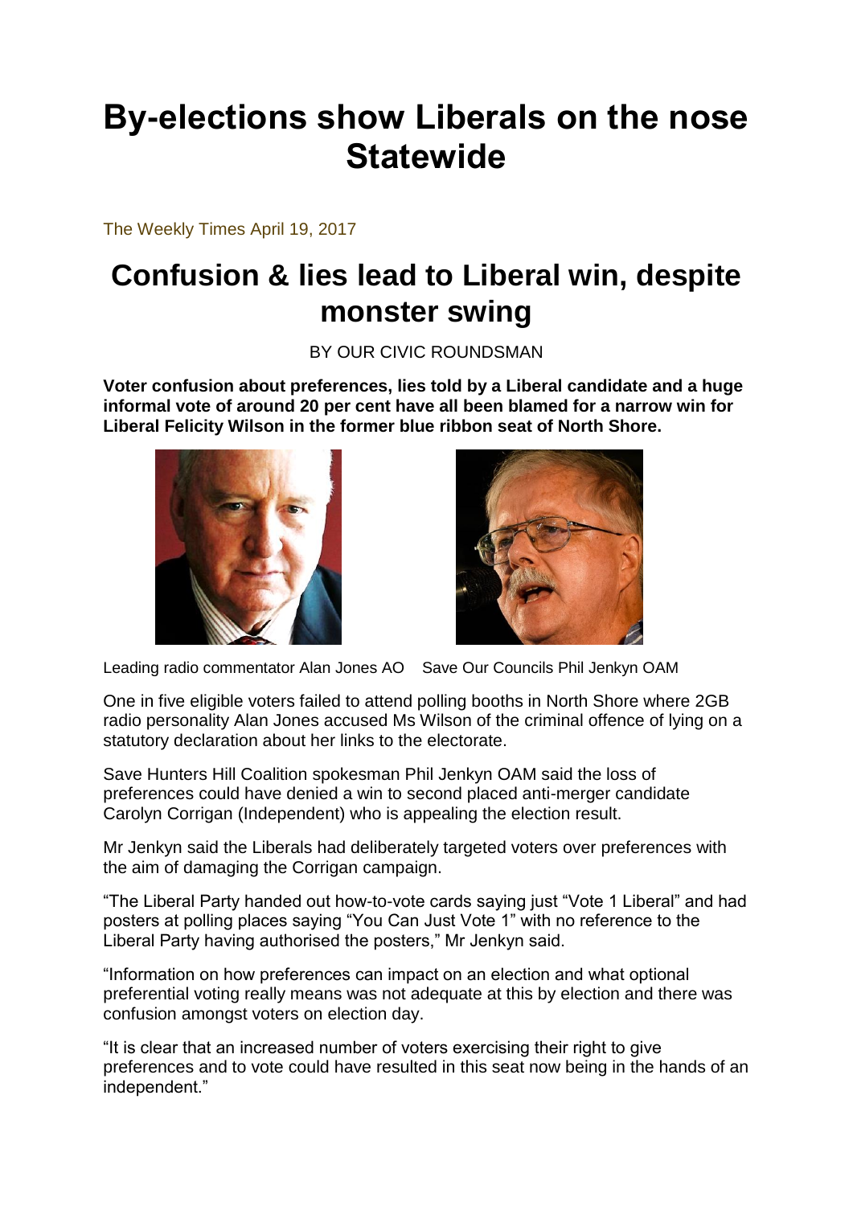# By-elections show Liberals on the nose Statewide

The Weekly Times April 19, 2017

## Confusion & lies lead to Liberal win, despite monster swing

BY OUR CIVIC ROUNDSMAN

**Voter confusion about preferences, lies told by a Liberal candidate and a huge informal vote of around 20 per cent have all been blamed for a narrow win for Liberal Felicity Wilson in the former blue ribbon seat of North Shore.**

Leading radio commentator Alan Jones AO    Save Our Councils Phil Jenkyn OAM

One in five eligible voters failed to attend polling booths in North Shore where 2GB radio personality Alan Jones accused Ms Wilson of the criminal offence of lying on a statutory declaration about her links to the electorate.

Save Hunters Hill Coalition spokesman Phil Jenkyn OAM said the loss of preferences could have denied a win to second placed anti-merger candidate Carolyn Corrigan (Independent) who is appealing the election result.

Mr Jenkyn said the Liberals had deliberately targeted voters over preferences with the aim of damaging the Corrigan campaign.

"The Liberal Party handed out how-to-vote cards saying just "Vote 1 Liberal" and had posters at polling places saying "You Can Just Vote 1" with no reference to the Liberal Party having authorised the posters," Mr Jenkyn said.

"Information on how preferences can impact on an election and what optional preferential voting really means was not adequate at this by election and there was confusion amongst voters on election day.

"It is clear that an increased number of voters exercising their right to give preferences and to vote could have resulted in this seat now being in the hands of an independent."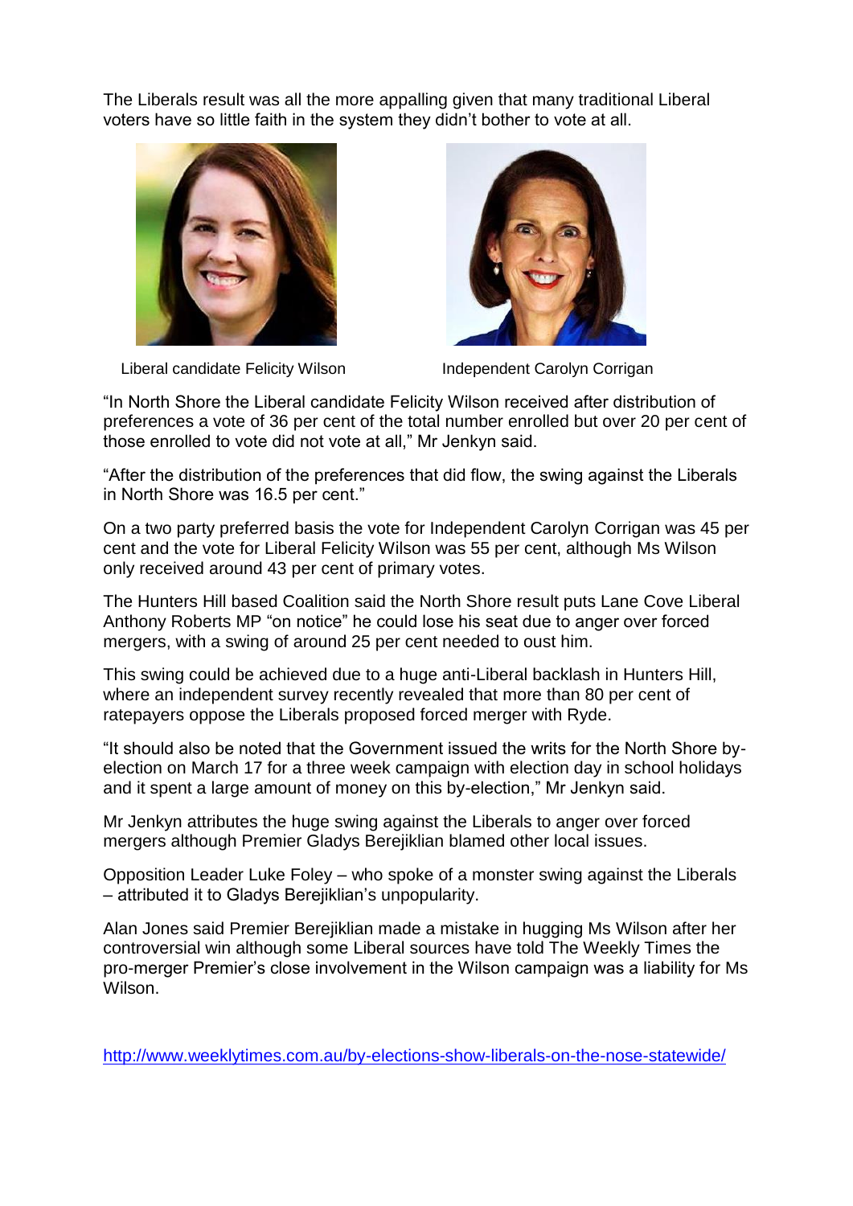The Liberals result was all the more appalling given that many traditional Liberal voters have so little faith in the system they didn't bother to vote at all.

Liberal candidate Felicity Wilson

Independent Carolyn Corrigan

"In North Shore the Liberal candidate Felicity Wilson received after distribution of preferences a vote of 36 per cent of the total number enrolled but over 20 per cent of those enrolled to vote did not vote at all," Mr Jenkyn said.

"After the distribution of the preferences that did flow, the swing against the Liberals in North Shore was 16.5 per cent."

On a two party preferred basis the vote for Independent Carolyn Corrigan was 45 per cent and the vote for Liberal Felicity Wilson was 55 per cent, although Ms Wilson only received around 43 per cent of primary votes.

The Hunters Hill based Coalition said the North Shore result puts Lane Cove Liberal Anthony Roberts MP "on notice" he could lose his seat due to anger over forced mergers, with a swing of around 25 per cent needed to oust him.

This swing could be achieved due to a huge anti-Liberal backlash in Hunters Hill, where an independent survey recently revealed that more than 80 per cent of ratepayers oppose the Liberals proposed forced merger with Ryde.

"It should also be noted that the Government issued the writs for the North Shore by-election on March 17 for a three week campaign with election day in school holidays and it spent a large amount of money on this by-election," Mr Jenkyn said.

Mr Jenkyn attributes the huge swing against the Liberals to anger over forced mergers although Premier Gladys Berejiklian blamed other local issues.

Opposition Leader Luke Foley – who spoke of a monster swing against the Liberals – attributed it to Gladys Berejiklian's unpopularity.

Alan Jones said Premier Berejiklian made a mistake in hugging Ms Wilson after her controversial win although some Liberal sources have told The Weekly Times the pro-merger Premier's close involvement in the Wilson campaign was a liability for Ms Wilson.

http://www.weeklytimes.com.au/by-elections-show-liberals-on-the-nose-statewide/